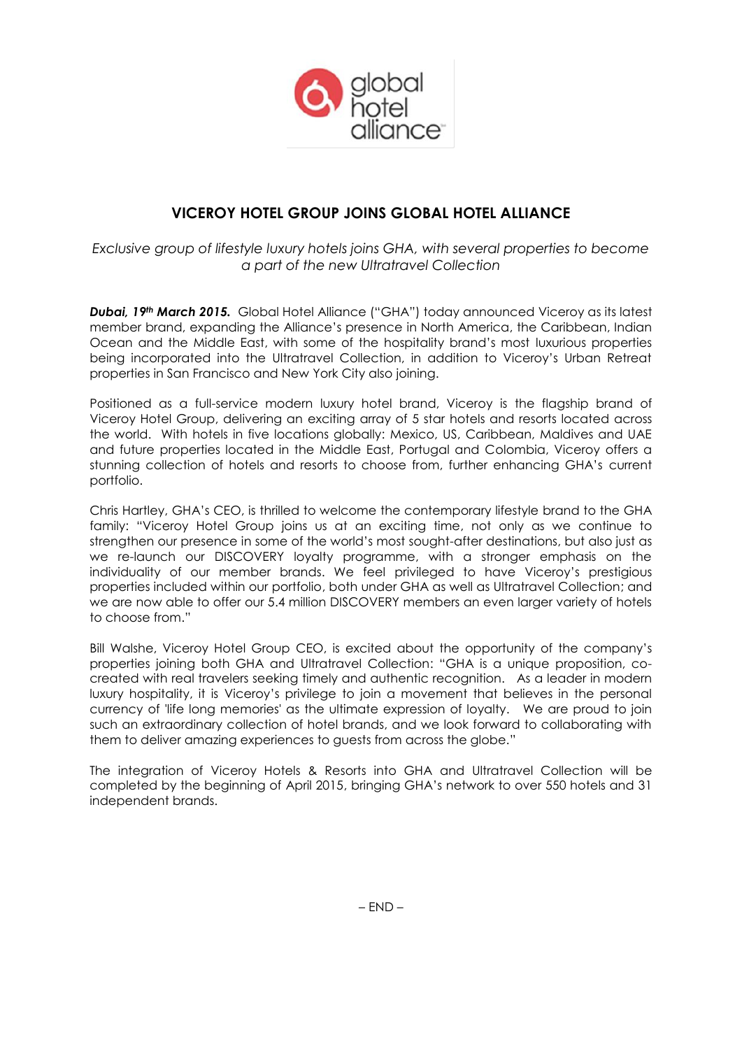# VICEROY HOTEL GROUP JOINS GLOBAL HOTEL ALLIANCE

*Exclusive group of lifestyle luxury hotels joins GHA, with several properties to become a part of the new Ultratravel Collection*

***Dubai, 19th March 2015.*** Global Hotel Alliance ("GHA") today announced Viceroy as its latest member brand, expanding the Alliance's presence in North America, the Caribbean, Indian Ocean and the Middle East, with some of the hospitality brand's most luxurious properties being incorporated into the Ultratravel Collection, in addition to Viceroy's Urban Retreat properties in San Francisco and New York City also joining.

Positioned as a full-service modern luxury hotel brand, Viceroy is the flagship brand of Viceroy Hotel Group, delivering an exciting array of 5 star hotels and resorts located across the world. With hotels in five locations globally: Mexico, US, Caribbean, Maldives and UAE and future properties located in the Middle East, Portugal and Colombia, Viceroy offers a stunning collection of hotels and resorts to choose from, further enhancing GHA's current portfolio.

Chris Hartley, GHA's CEO, is thrilled to welcome the contemporary lifestyle brand to the GHA family: "Viceroy Hotel Group joins us at an exciting time, not only as we continue to strengthen our presence in some of the world's most sought-after destinations, but also just as we re-launch our DISCOVERY loyalty programme, with a stronger emphasis on the individuality of our member brands. We feel privileged to have Viceroy's prestigious properties included within our portfolio, both under GHA as well as Ultratravel Collection; and we are now able to offer our 5.4 million DISCOVERY members an even larger variety of hotels to choose from."

Bill Walshe, Viceroy Hotel Group CEO, is excited about the opportunity of the company's properties joining both GHA and Ultratravel Collection: "GHA is a unique proposition, co-created with real travelers seeking timely and authentic recognition. As a leader in modern luxury hospitality, it is Viceroy's privilege to join a movement that believes in the personal currency of 'life long memories' as the ultimate expression of loyalty. We are proud to join such an extraordinary collection of hotel brands, and we look forward to collaborating with them to deliver amazing experiences to guests from across the globe."

The integration of Viceroy Hotels & Resorts into GHA and Ultratravel Collection will be completed by the beginning of April 2015, bringing GHA's network to over 550 hotels and 31 independent brands.

– END –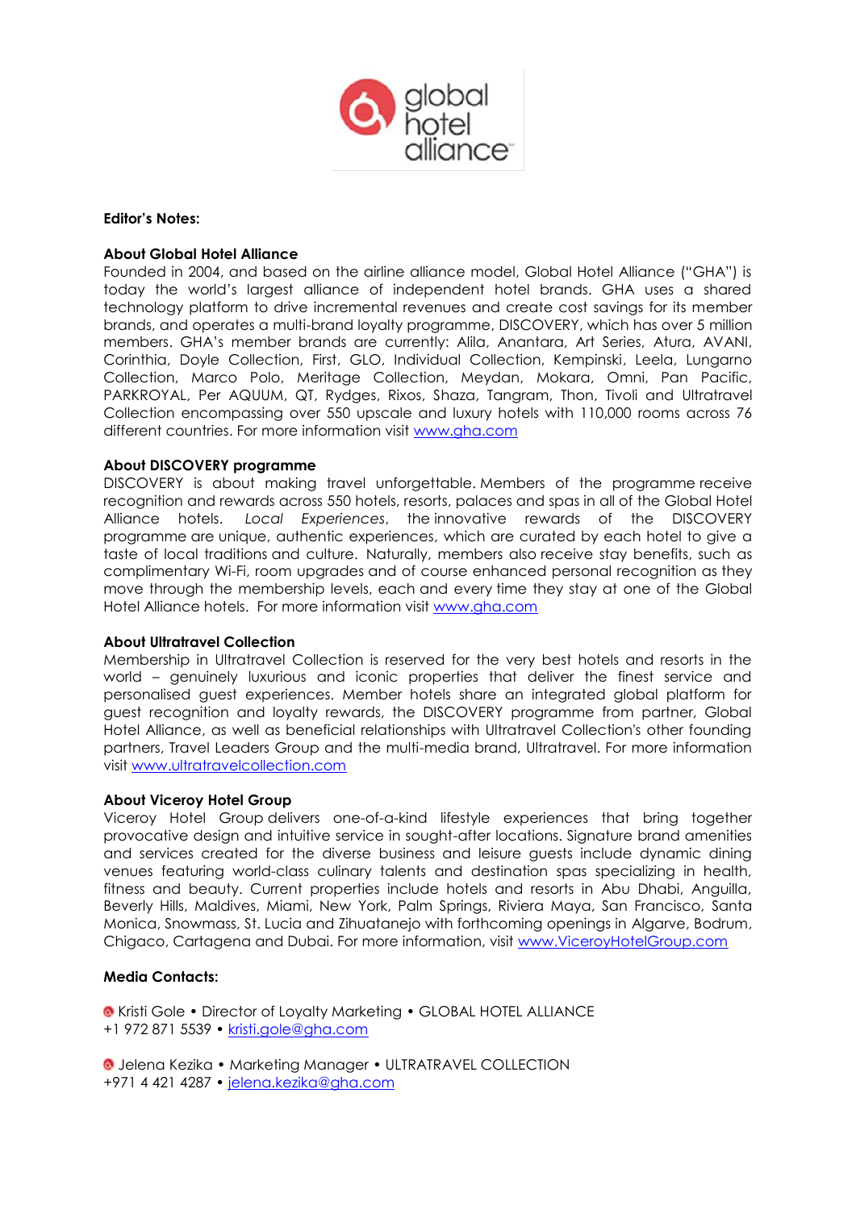**Editor's Notes:**

**About Global Hotel Alliance**

Founded in 2004, and based on the airline alliance model, Global Hotel Alliance ("GHA") is today the world's largest alliance of independent hotel brands. GHA uses a shared technology platform to drive incremental revenues and create cost savings for its member brands, and operates a multi-brand loyalty programme, DISCOVERY, which has over 5 million members. GHA's member brands are currently: Alila, Anantara, Art Series, Atura, AVANI, Corinthia, Doyle Collection, First, GLO, Individual Collection, Kempinski, Leela, Lungarno Collection, Marco Polo, Meritage Collection, Meydan, Mokara, Omni, Pan Pacific, PARKROYAL, Per AQUUM, QT, Rydges, Rixos, Shaza, Tangram, Thon, Tivoli and Ultratravel Collection encompassing over 550 upscale and luxury hotels with 110,000 rooms across 76 different countries. For more information visit www.gha.com

**About DISCOVERY programme**

DISCOVERY is about making travel unforgettable. Members of the programme receive recognition and rewards across 550 hotels, resorts, palaces and spas in all of the Global Hotel Alliance hotels. *Local Experiences*, the innovative rewards of the DISCOVERY programme are unique, authentic experiences, which are curated by each hotel to give a taste of local traditions and culture. Naturally, members also receive stay benefits, such as complimentary Wi-Fi, room upgrades and of course enhanced personal recognition as they move through the membership levels, each and every time they stay at one of the Global Hotel Alliance hotels. For more information visit www.gha.com

**About Ultratravel Collection**

Membership in Ultratravel Collection is reserved for the very best hotels and resorts in the world – genuinely luxurious and iconic properties that deliver the finest service and personalised guest experiences. Member hotels share an integrated global platform for guest recognition and loyalty rewards, the DISCOVERY programme from partner, Global Hotel Alliance, as well as beneficial relationships with Ultratravel Collection's other founding partners, Travel Leaders Group and the multi-media brand, Ultratravel. For more information visit www.ultratravelcollection.com

**About Viceroy Hotel Group**

Viceroy Hotel Group delivers one-of-a-kind lifestyle experiences that bring together provocative design and intuitive service in sought-after locations. Signature brand amenities and services created for the diverse business and leisure guests include dynamic dining venues featuring world-class culinary talents and destination spas specializing in health, fitness and beauty. Current properties include hotels and resorts in Abu Dhabi, Anguilla, Beverly Hills, Maldives, Miami, New York, Palm Springs, Riviera Maya, San Francisco, Santa Monica, Snowmass, St. Lucia and Zihuatanejo with forthcoming openings in Algarve, Bodrum, Chigaco, Cartagena and Dubai. For more information, visit www.ViceroyHotelGroup.com

**Media Contacts:**

Kristi Gole • Director of Loyalty Marketing • GLOBAL HOTEL ALLIANCE
+1 972 871 5539 • kristi.gole@gha.com

Jelena Kezika • Marketing Manager • ULTRATRAVEL COLLECTION
+971 4 421 4287 • jelena.kezika@gha.com